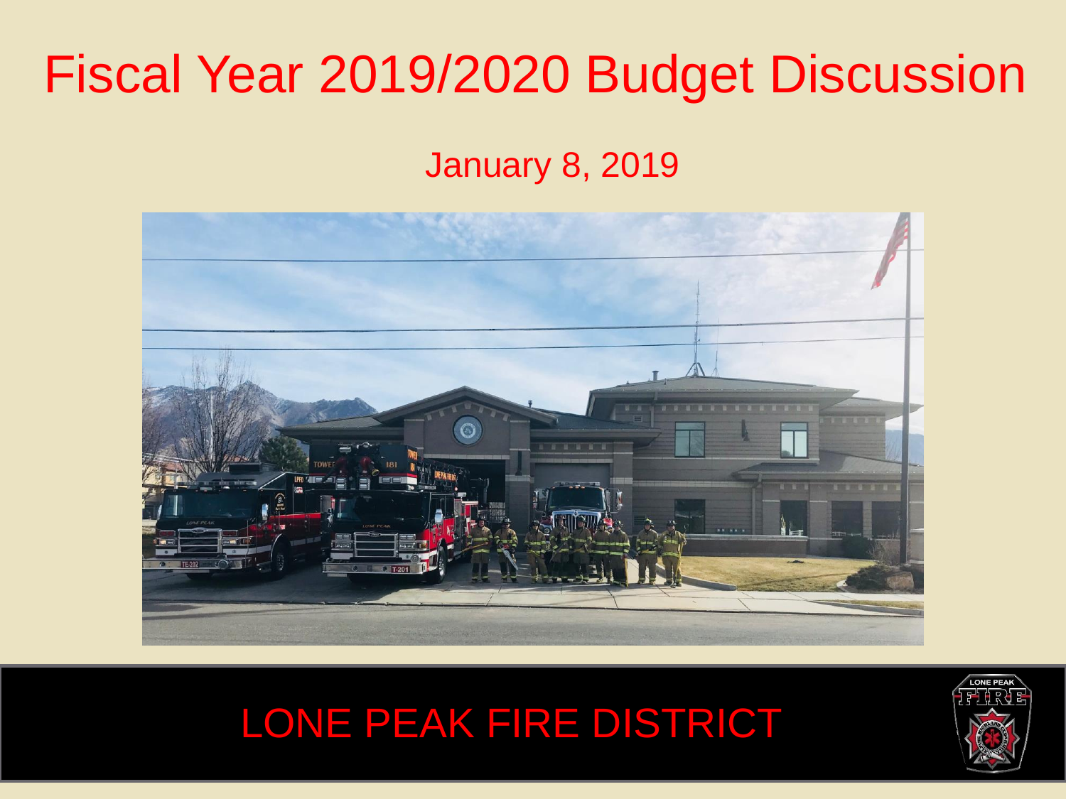# Fiscal Year 2019/2020 Budget Discussion

January 8, 2019

LONE PEAK FIRE DISTRICT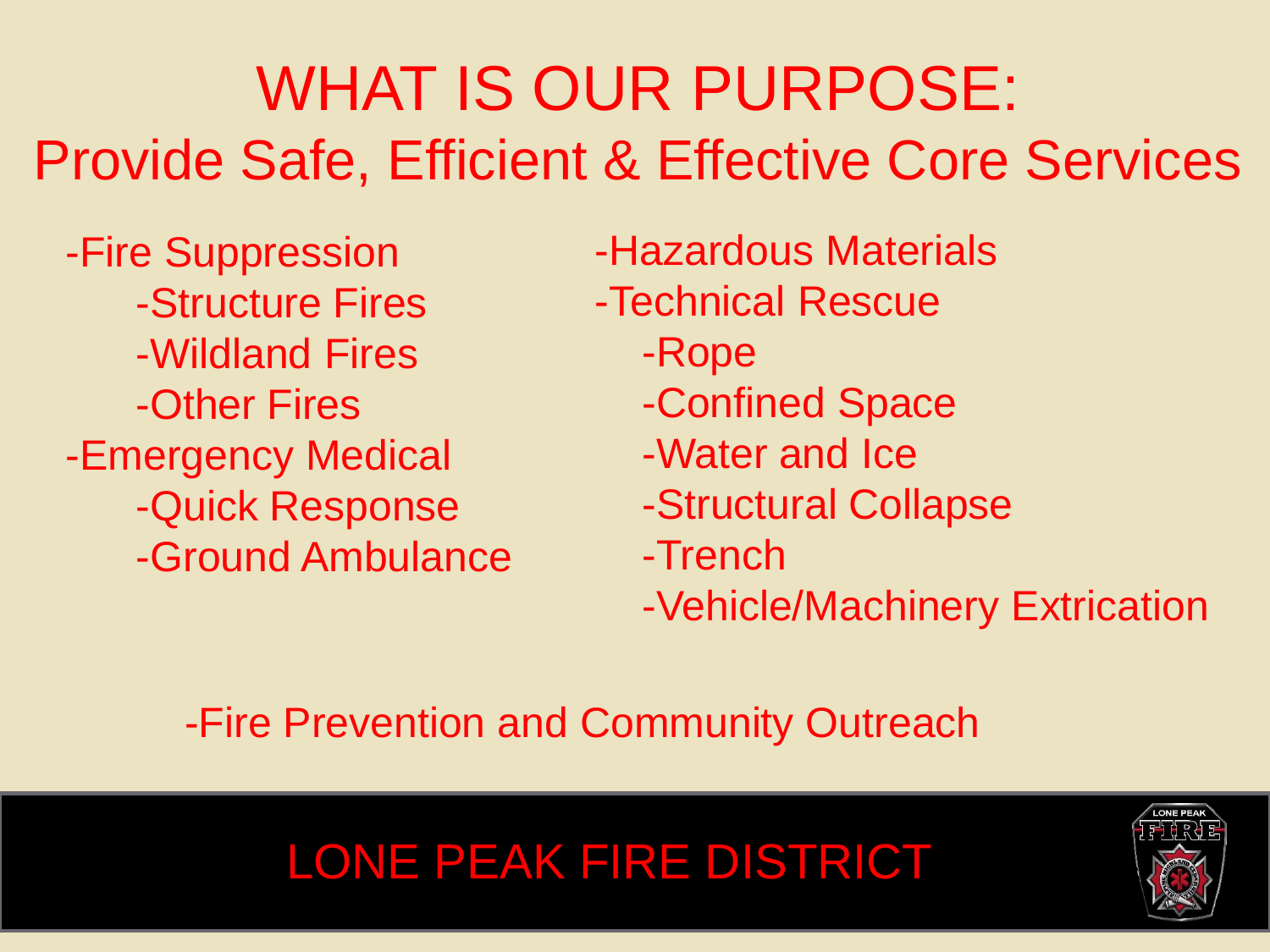# WHAT IS OUR PURPOSE:

## Provide Safe, Efficient & Effective Core Services

- Fire Suppression
  - Structure Fires
  - Wildland Fires
  - Other Fires
- Emergency Medical
  - Quick Response
  - Ground Ambulance
- Hazardous Materials
- Technical Rescue
  - Rope
  - Confined Space
  - Water and Ice
  - Structural Collapse
  - Trench
  - Vehicle/Machinery Extrication
- Fire Prevention and Community Outreach

LONE PEAK FIRE DISTRICT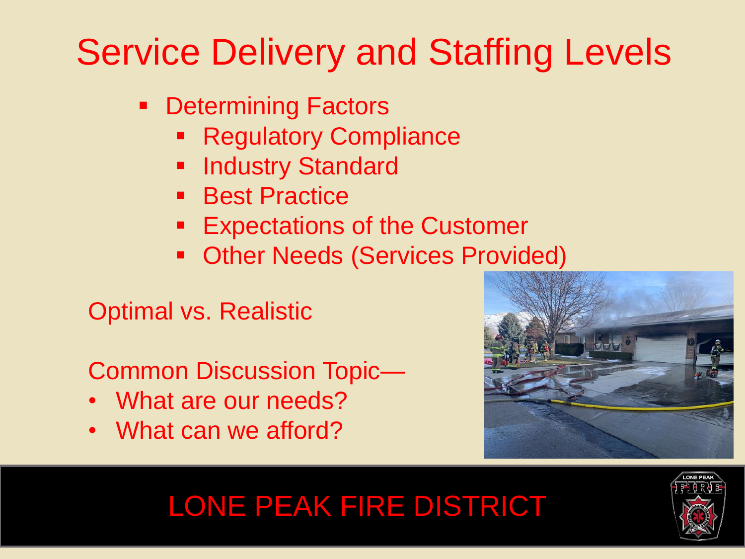# Service Delivery and Staffing Levels

- Determining Factors
  - Regulatory Compliance
  - Industry Standard
  - Best Practice
  - Expectations of the Customer
  - Other Needs (Services Provided)

Optimal vs. Realistic

Common Discussion Topic—

- What are our needs?
- What can we afford?

LONE PEAK FIRE DISTRICT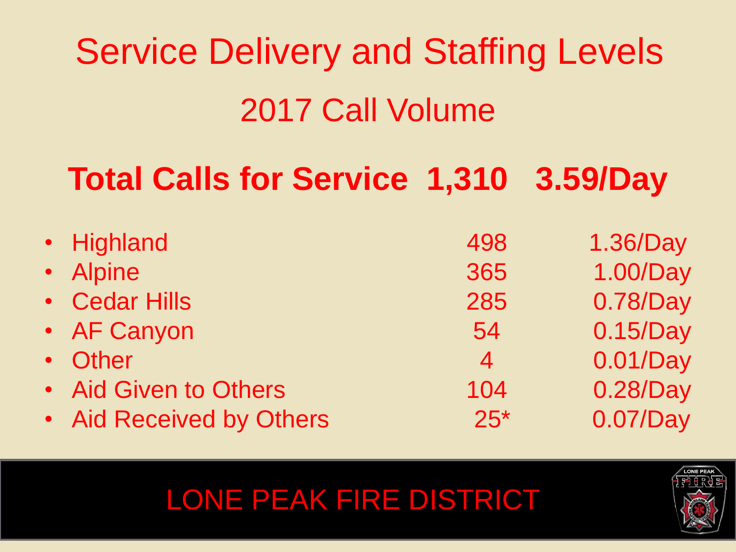# Service Delivery and Staffing Levels

## 2017 Call Volume

**Total Calls for Service 1,310 3.59/Day**

| | | |
|---|---|---|
| Highland | 498 | 1.36/Day |
| Alpine | 365 | 1.00/Day |
| Cedar Hills | 285 | 0.78/Day |
| AF Canyon | 54 | 0.15/Day |
| Other | 4 | 0.01/Day |
| Aid Given to Others | 104 | 0.28/Day |
| Aid Received by Others | 25* | 0.07/Day |

LONE PEAK FIRE DISTRICT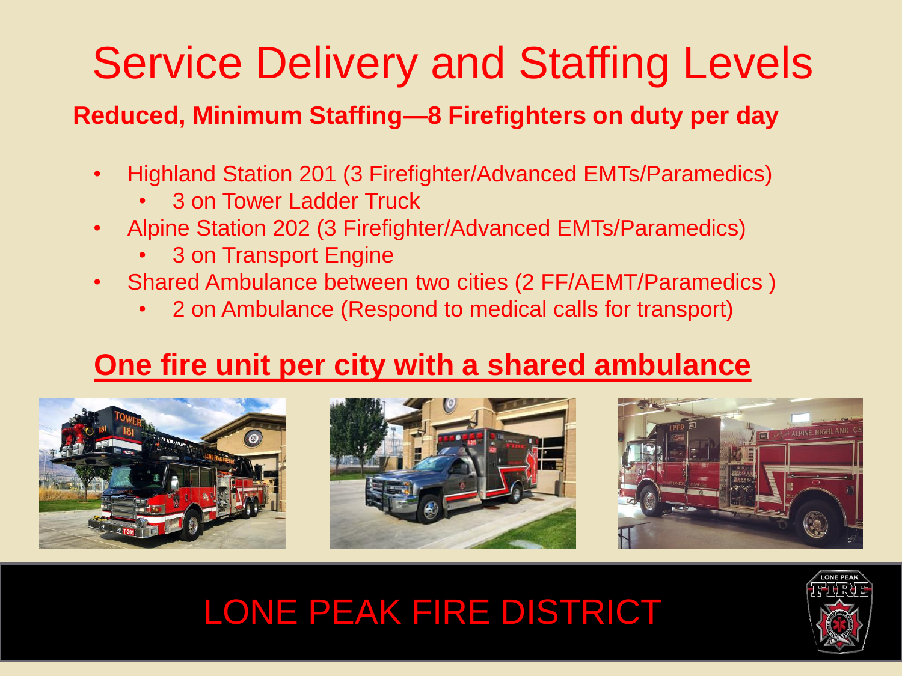# Service Delivery and Staffing Levels

**Reduced, Minimum Staffing—8 Firefighters on duty per day**

- Highland Station 201 (3 Firefighter/Advanced EMTs/Paramedics)
  - 3 on Tower Ladder Truck
- Alpine Station 202 (3 Firefighter/Advanced EMTs/Paramedics)
  - 3 on Transport Engine
- Shared Ambulance between two cities (2 FF/AEMT/Paramedics )
  - 2 on Ambulance (Respond to medical calls for transport)

## One fire unit per city with a shared ambulance

LONE PEAK FIRE DISTRICT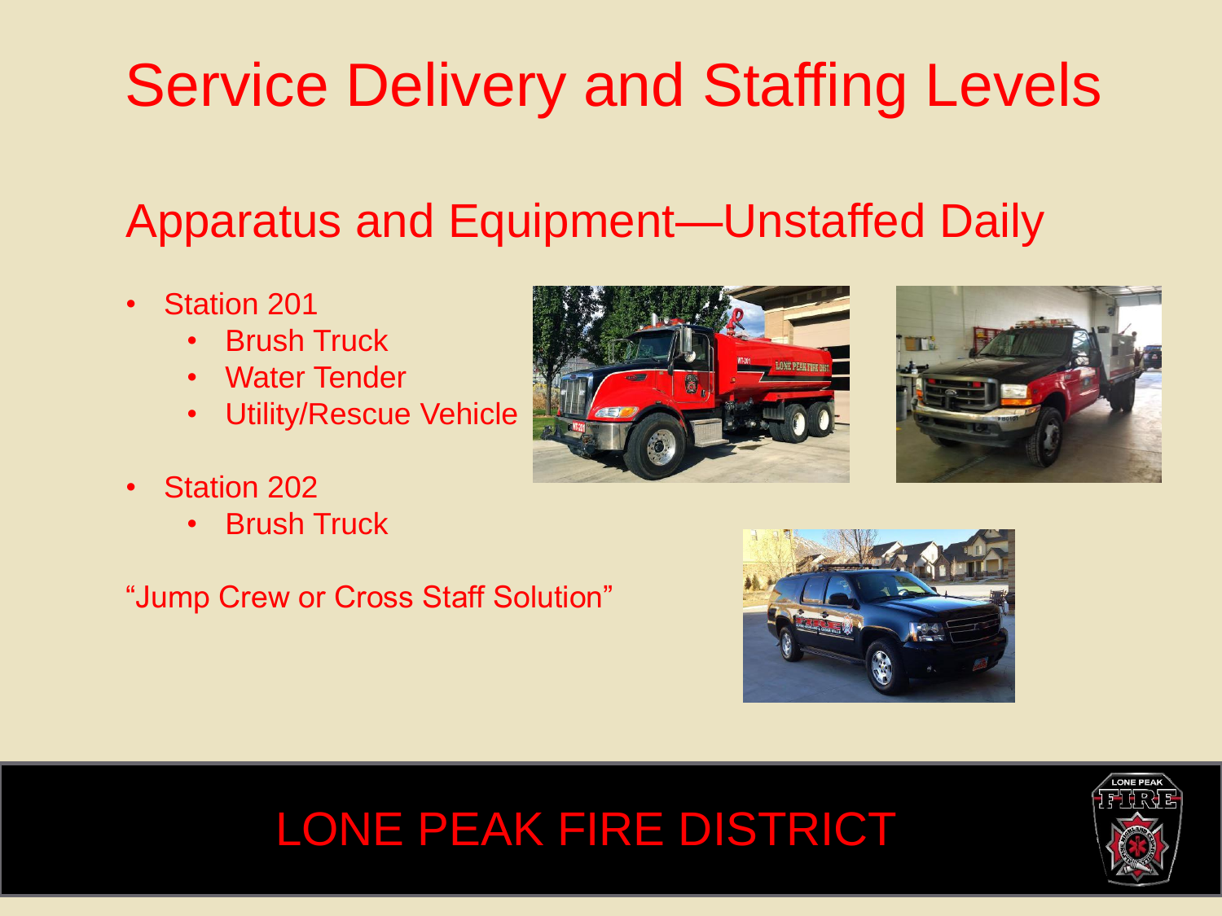# Service Delivery and Staffing Levels

## Apparatus and Equipment—Unstaffed Daily

- Station 201
  - Brush Truck
  - Water Tender
  - Utility/Rescue Vehicle
- Station 202
  - Brush Truck

"Jump Crew or Cross Staff Solution"

LONE PEAK FIRE DISTRICT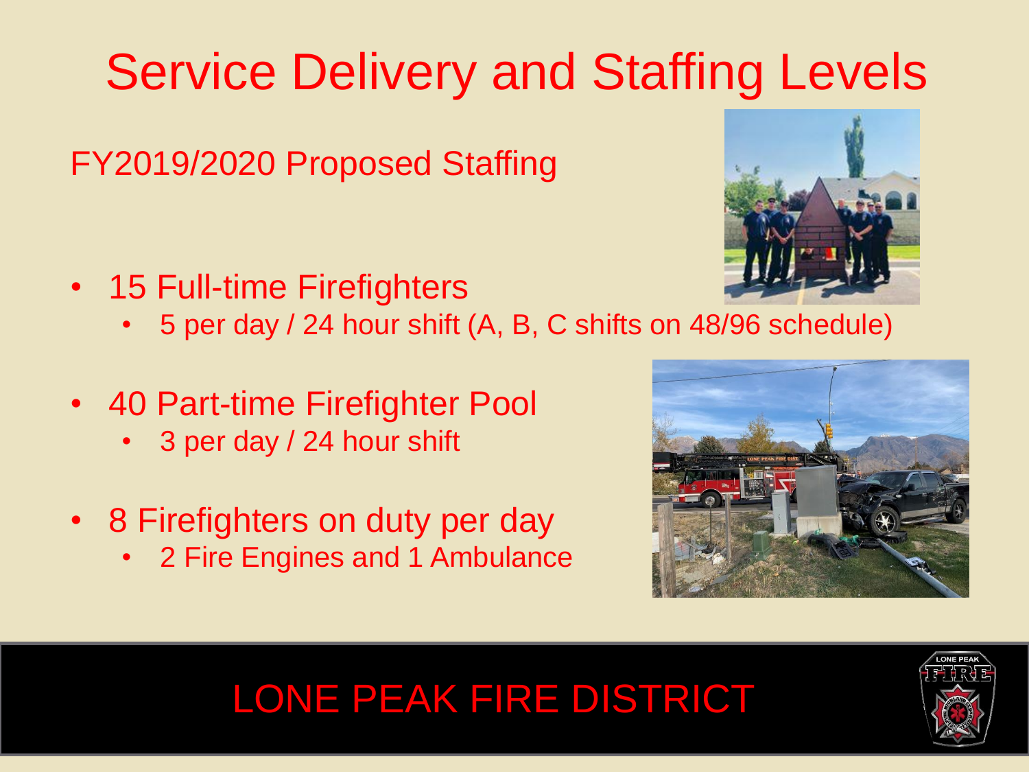# Service Delivery and Staffing Levels

FY2019/2020 Proposed Staffing

- 15 Full-time Firefighters
  - 5 per day / 24 hour shift (A, B, C shifts on 48/96 schedule)
- 40 Part-time Firefighter Pool
  - 3 per day / 24 hour shift
- 8 Firefighters on duty per day
  - 2 Fire Engines and 1 Ambulance

LONE PEAK FIRE DISTRICT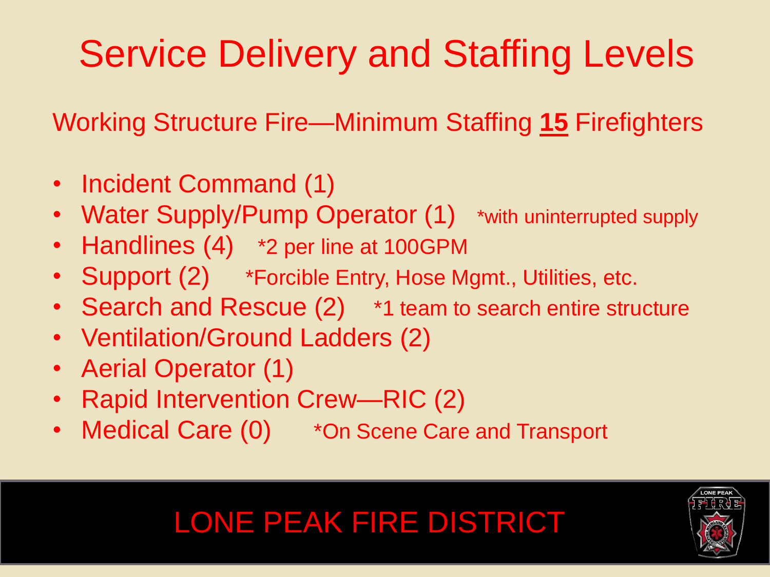# Service Delivery and Staffing Levels

Working Structure Fire—Minimum Staffing **15** Firefighters

- Incident Command (1)
- Water Supply/Pump Operator (1) *with uninterrupted supply
- Handlines (4) *2 per line at 100GPM
- Support (2) *Forcible Entry, Hose Mgmt., Utilities, etc.
- Search and Rescue (2) *1 team to search entire structure
- Ventilation/Ground Ladders (2)
- Aerial Operator (1)
- Rapid Intervention Crew—RIC (2)
- Medical Care (0) *On Scene Care and Transport

LONE PEAK FIRE DISTRICT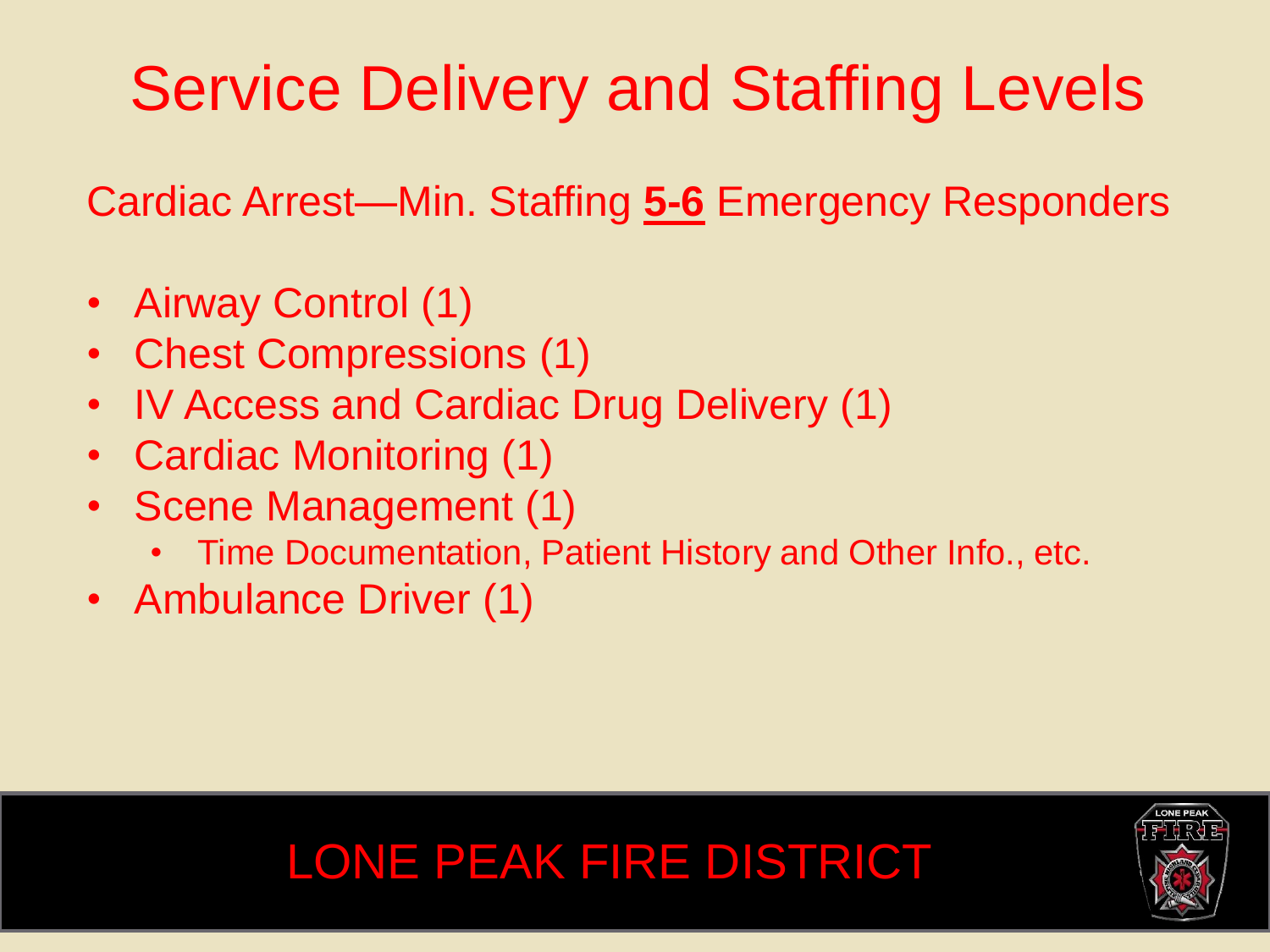# Service Delivery and Staffing Levels

Cardiac Arrest—Min. Staffing **<u>5-6</u>** Emergency Responders

- Airway Control (1)
- Chest Compressions (1)
- IV Access and Cardiac Drug Delivery (1)
- Cardiac Monitoring (1)
- Scene Management (1)
  - Time Documentation, Patient History and Other Info., etc.
- Ambulance Driver (1)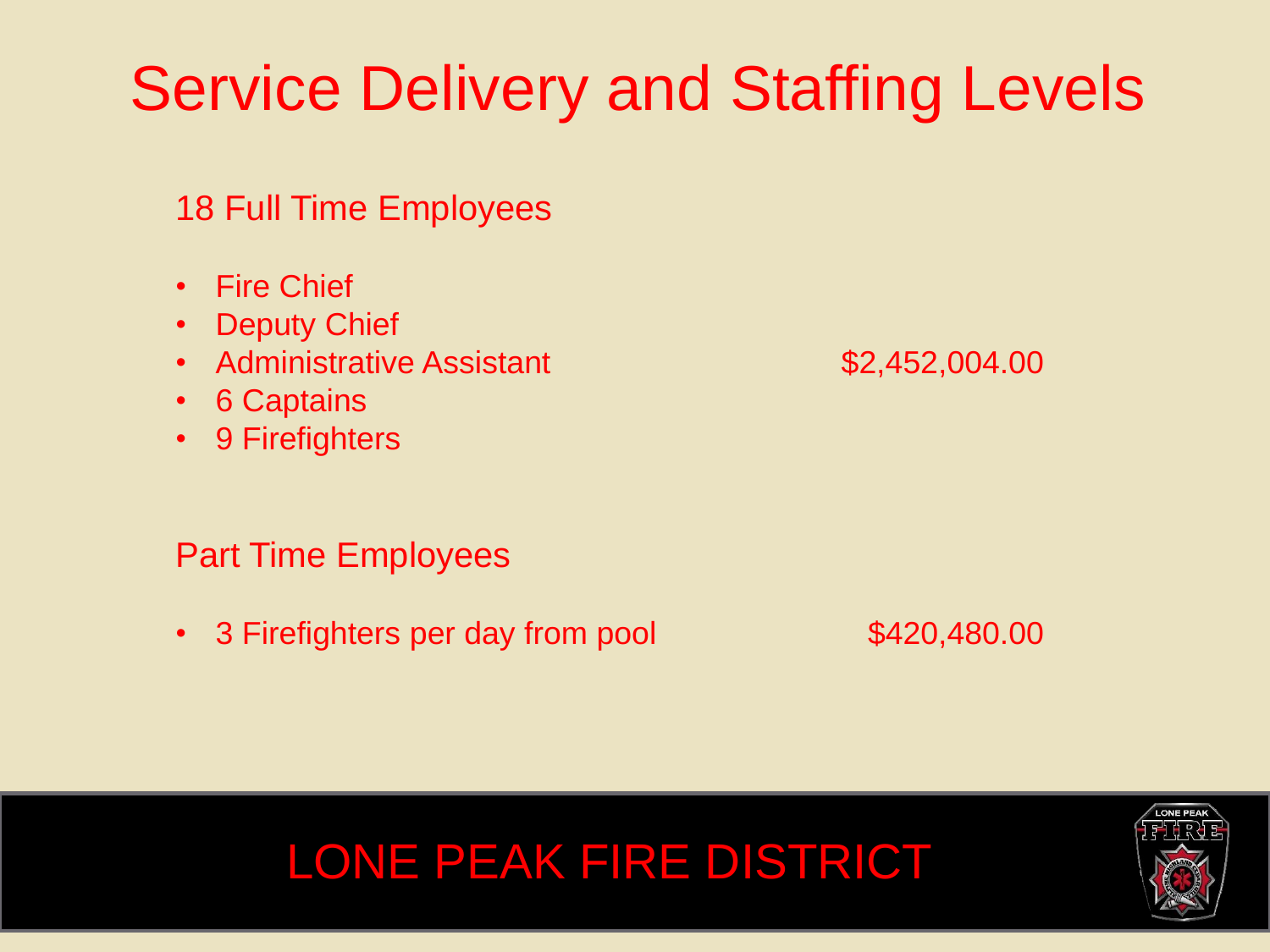# Service Delivery and Staffing Levels

18 Full Time Employees

- Fire Chief
- Deputy Chief
- Administrative Assistant — $2,452,004.00
- 6 Captains
- 9 Firefighters

Part Time Employees

- 3 Firefighters per day from pool — $420,480.00

LONE PEAK FIRE DISTRICT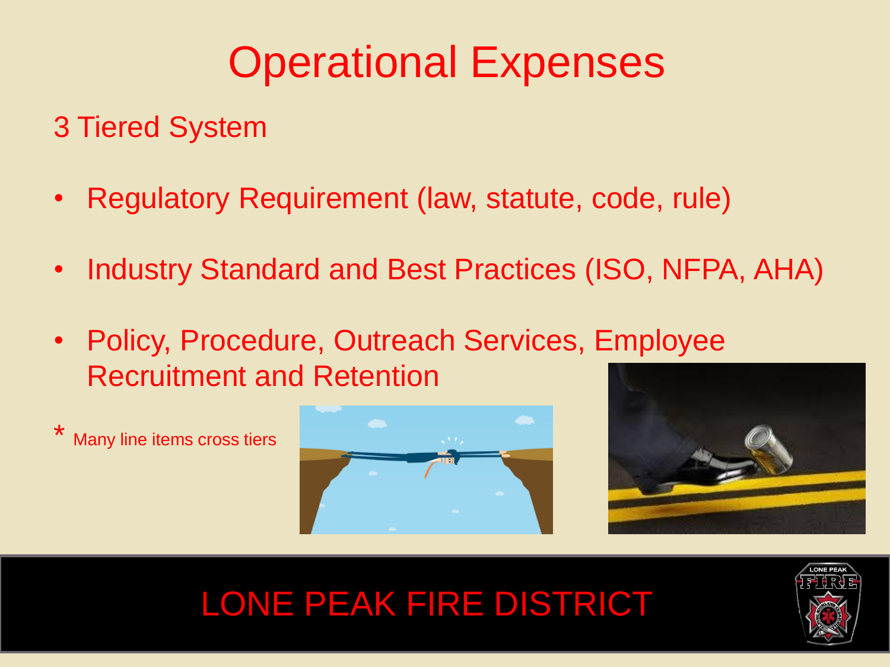# Operational Expenses

3 Tiered System

- Regulatory Requirement (law, statute, code, rule)
- Industry Standard and Best Practices (ISO, NFPA, AHA)
- Policy, Procedure, Outreach Services, Employee Recruitment and Retention

\* Many line items cross tiers

LONE PEAK FIRE DISTRICT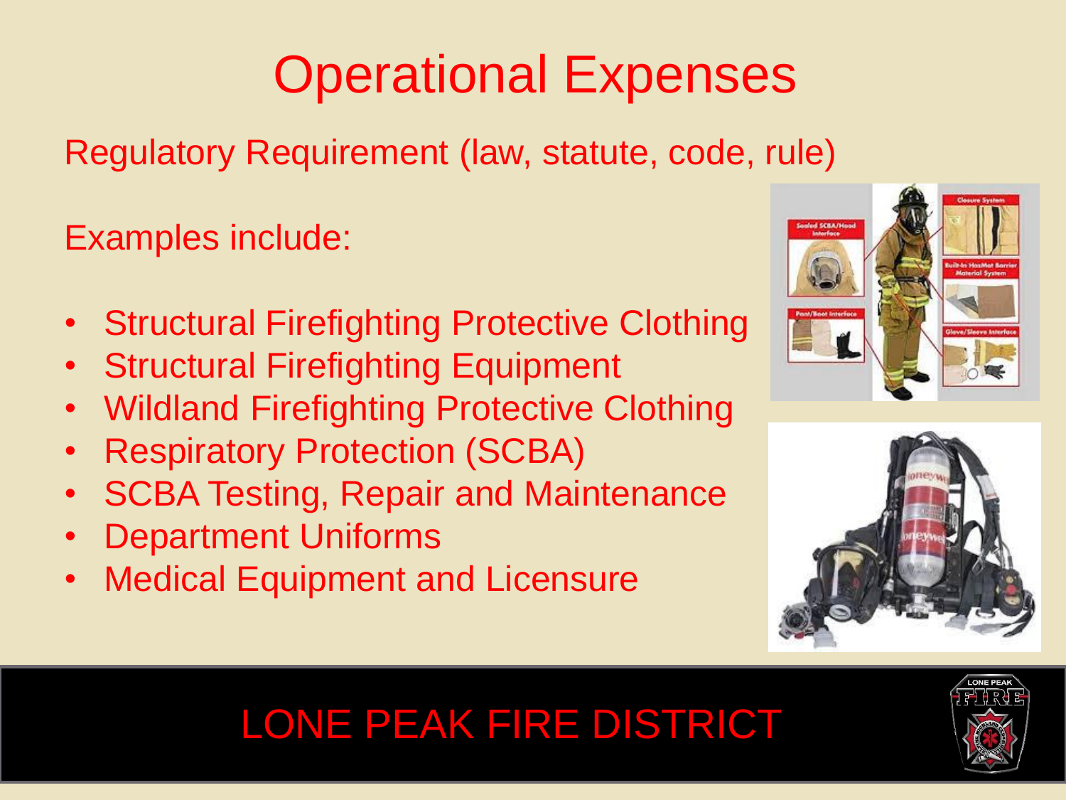# Operational Expenses

Regulatory Requirement (law, statute, code, rule)

Examples include:

- Structural Firefighting Protective Clothing
- Structural Firefighting Equipment
- Wildland Firefighting Protective Clothing
- Respiratory Protection (SCBA)
- SCBA Testing, Repair and Maintenance
- Department Uniforms
- Medical Equipment and Licensure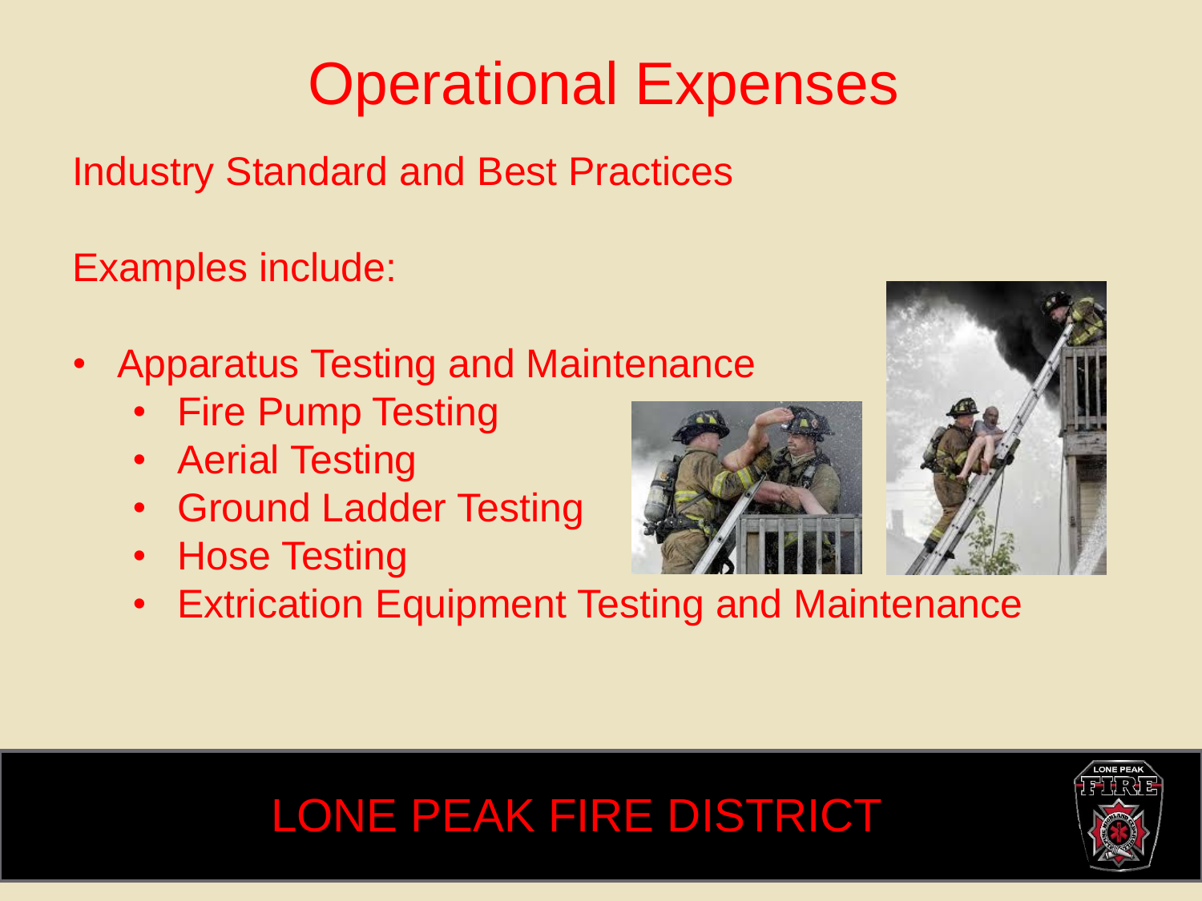# Operational Expenses

Industry Standard and Best Practices

Examples include:

- Apparatus Testing and Maintenance
  - Fire Pump Testing
  - Aerial Testing
  - Ground Ladder Testing
  - Hose Testing
  - Extrication Equipment Testing and Maintenance

LONE PEAK FIRE DISTRICT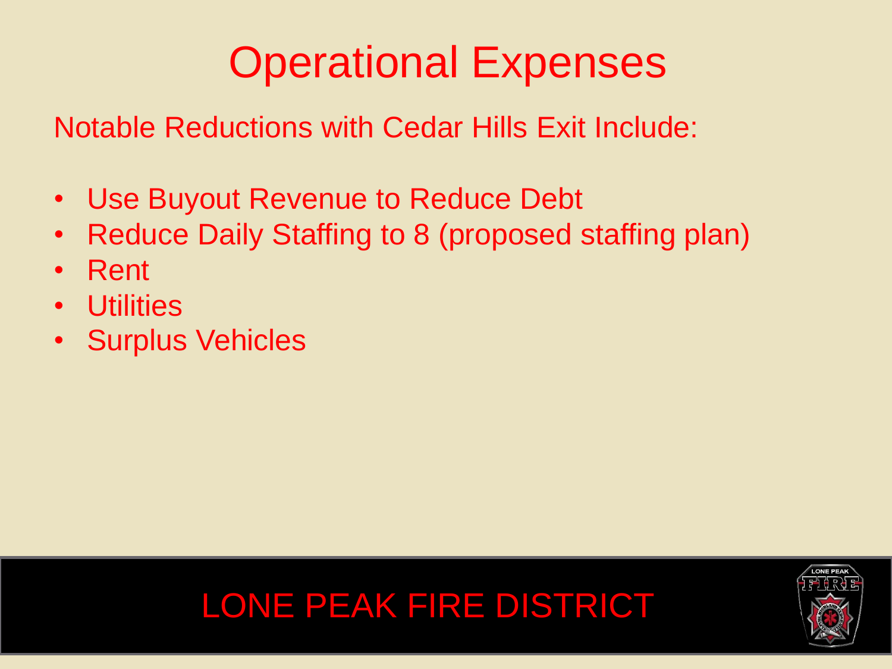# Operational Expenses

Notable Reductions with Cedar Hills Exit Include:

- Use Buyout Revenue to Reduce Debt
- Reduce Daily Staffing to 8 (proposed staffing plan)
- Rent
- Utilities
- Surplus Vehicles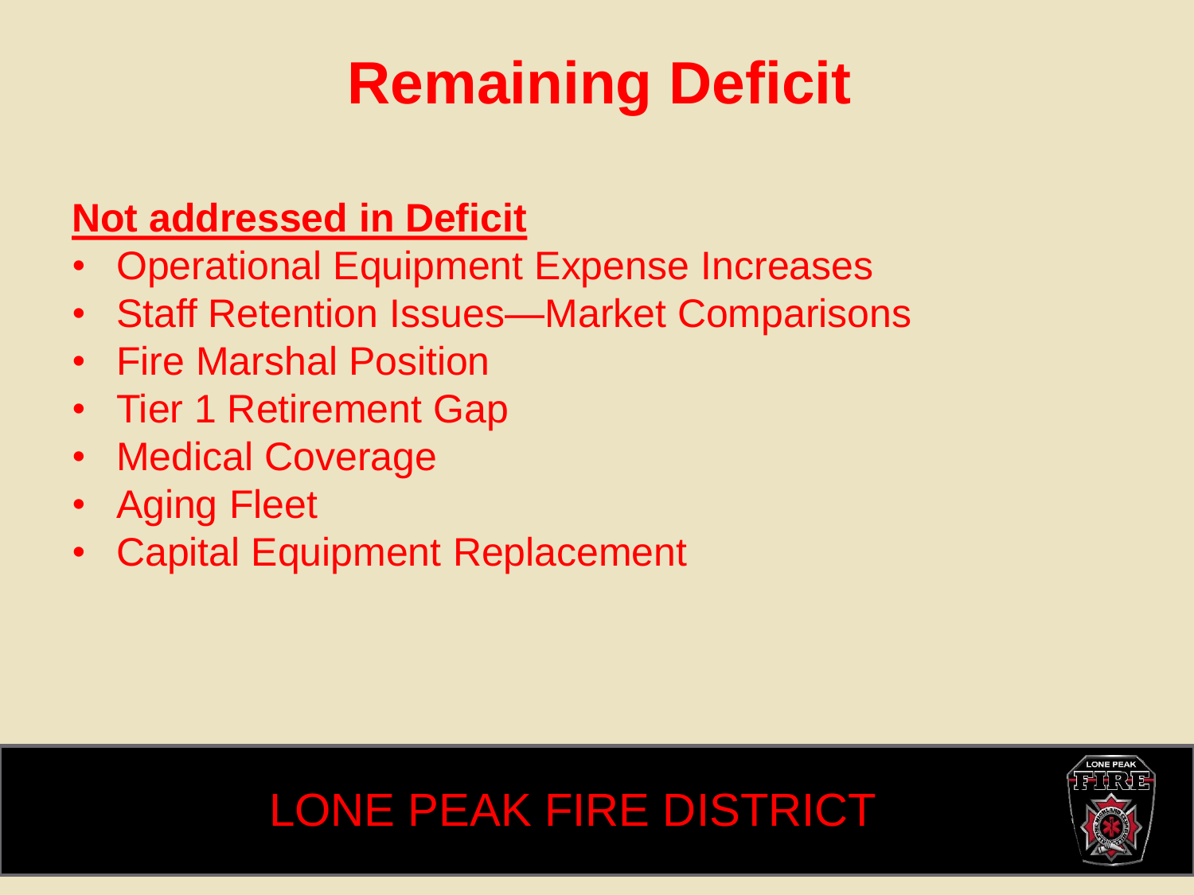# Remaining Deficit

**Not addressed in Deficit**

- Operational Equipment Expense Increases
- Staff Retention Issues—Market Comparisons
- Fire Marshal Position
- Tier 1 Retirement Gap
- Medical Coverage
- Aging Fleet
- Capital Equipment Replacement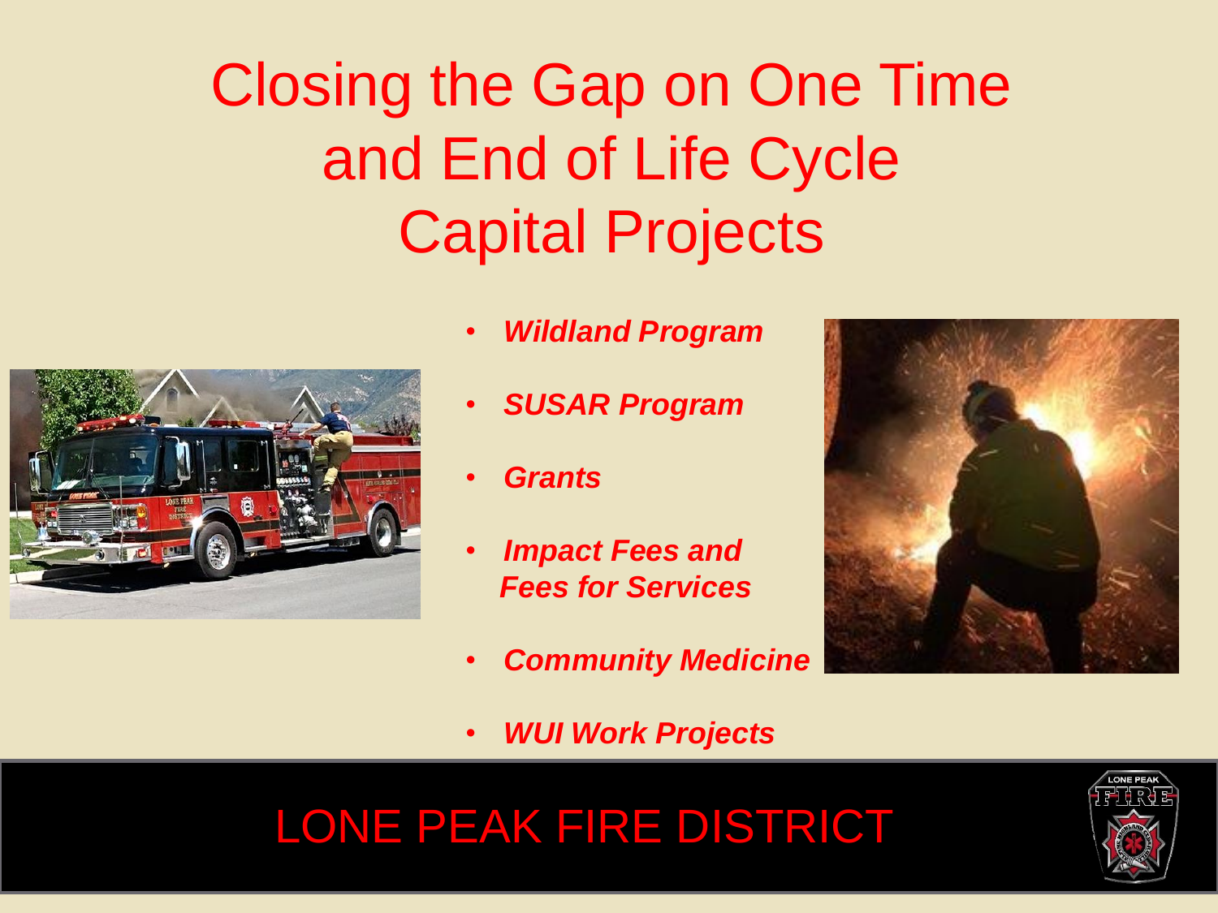# Closing the Gap on One Time and End of Life Cycle Capital Projects

- ***Wildland Program***
- ***SUSAR Program***
- ***Grants***
- ***Impact Fees and Fees for Services***
- ***Community Medicine***
- ***WUI Work Projects***

LONE PEAK FIRE DISTRICT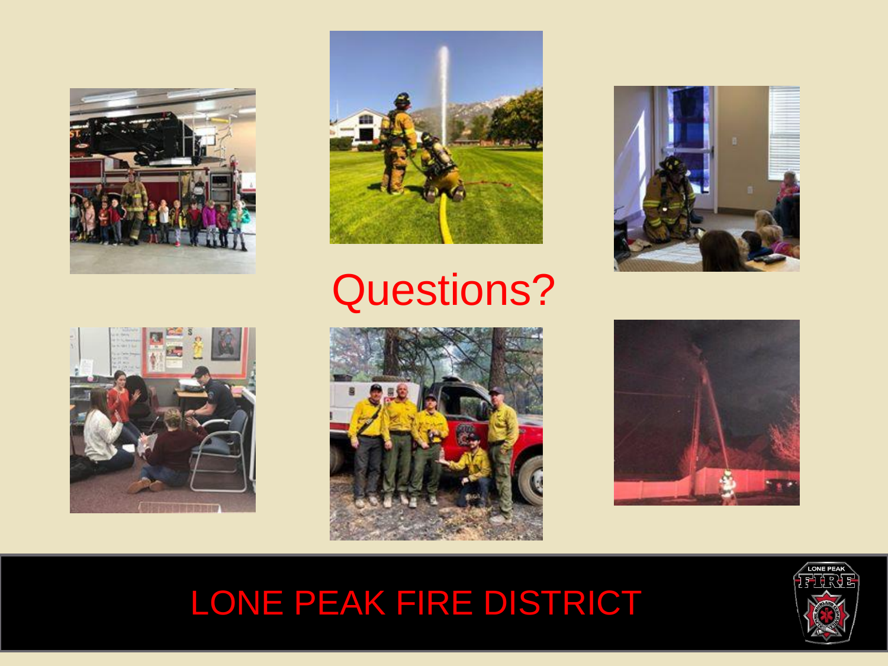# Questions?

LONE PEAK FIRE DISTRICT